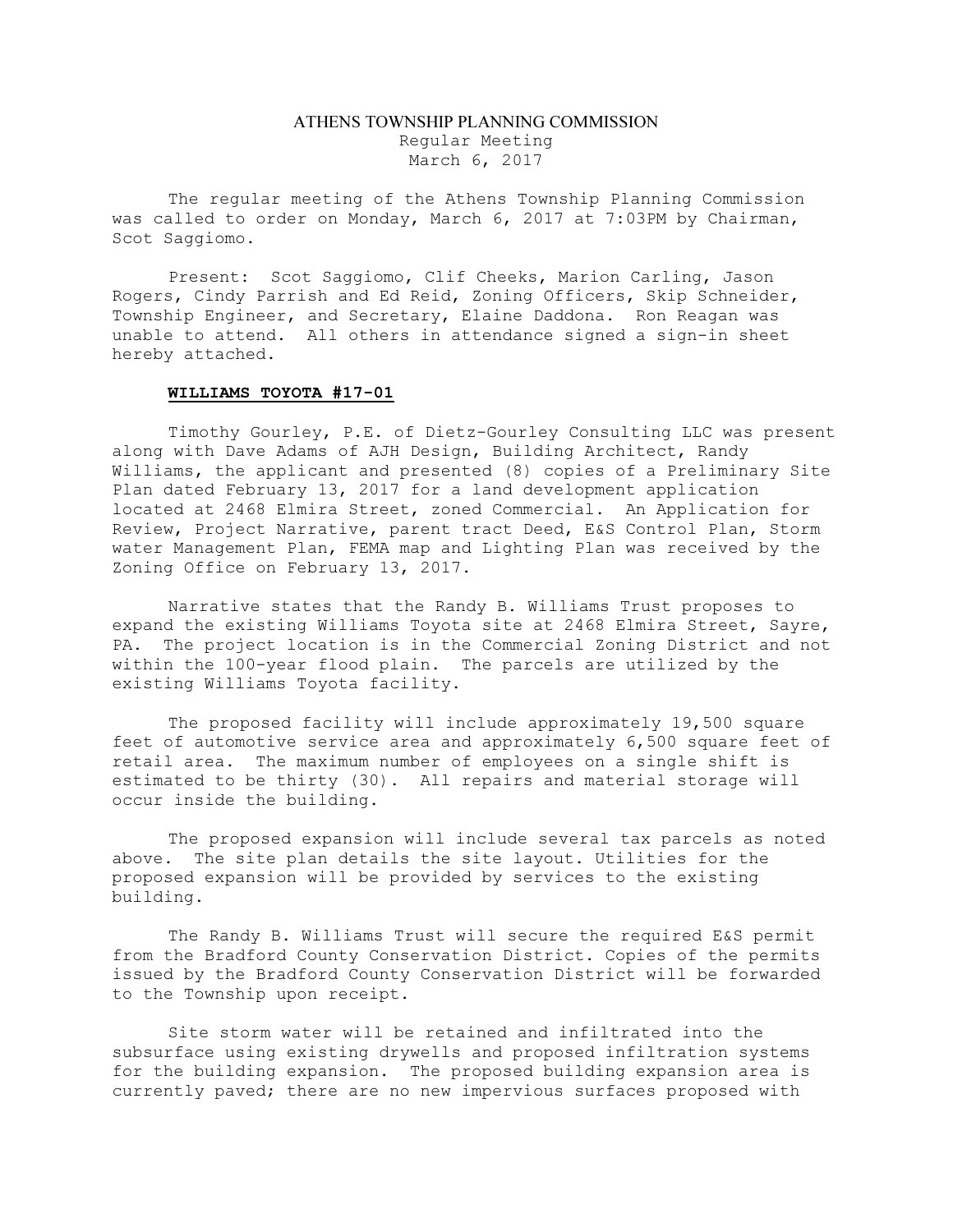# ATHENS TOWNSHIP PLANNING COMMISSION

Regular Meeting
March 6, 2017

The regular meeting of the Athens Township Planning Commission was called to order on Monday, March 6, 2017 at 7:03PM by Chairman, Scot Saggiomo.

Present: Scot Saggiomo, Clif Cheeks, Marion Carling, Jason Rogers, Cindy Parrish and Ed Reid, Zoning Officers, Skip Schneider, Township Engineer, and Secretary, Elaine Daddona. Ron Reagan was unable to attend. All others in attendance signed a sign-in sheet hereby attached.

**WILLIAMS TOYOTA #17-01**

Timothy Gourley, P.E. of Dietz-Gourley Consulting LLC was present along with Dave Adams of AJH Design, Building Architect, Randy Williams, the applicant and presented (8) copies of a Preliminary Site Plan dated February 13, 2017 for a land development application located at 2468 Elmira Street, zoned Commercial. An Application for Review, Project Narrative, parent tract Deed, E&S Control Plan, Storm water Management Plan, FEMA map and Lighting Plan was received by the Zoning Office on February 13, 2017.

Narrative states that the Randy B. Williams Trust proposes to expand the existing Williams Toyota site at 2468 Elmira Street, Sayre, PA. The project location is in the Commercial Zoning District and not within the 100-year flood plain. The parcels are utilized by the existing Williams Toyota facility.

The proposed facility will include approximately 19,500 square feet of automotive service area and approximately 6,500 square feet of retail area. The maximum number of employees on a single shift is estimated to be thirty (30). All repairs and material storage will occur inside the building.

The proposed expansion will include several tax parcels as noted above. The site plan details the site layout. Utilities for the proposed expansion will be provided by services to the existing building.

The Randy B. Williams Trust will secure the required E&S permit from the Bradford County Conservation District. Copies of the permits issued by the Bradford County Conservation District will be forwarded to the Township upon receipt.

Site storm water will be retained and infiltrated into the subsurface using existing drywells and proposed infiltration systems for the building expansion. The proposed building expansion area is currently paved; there are no new impervious surfaces proposed with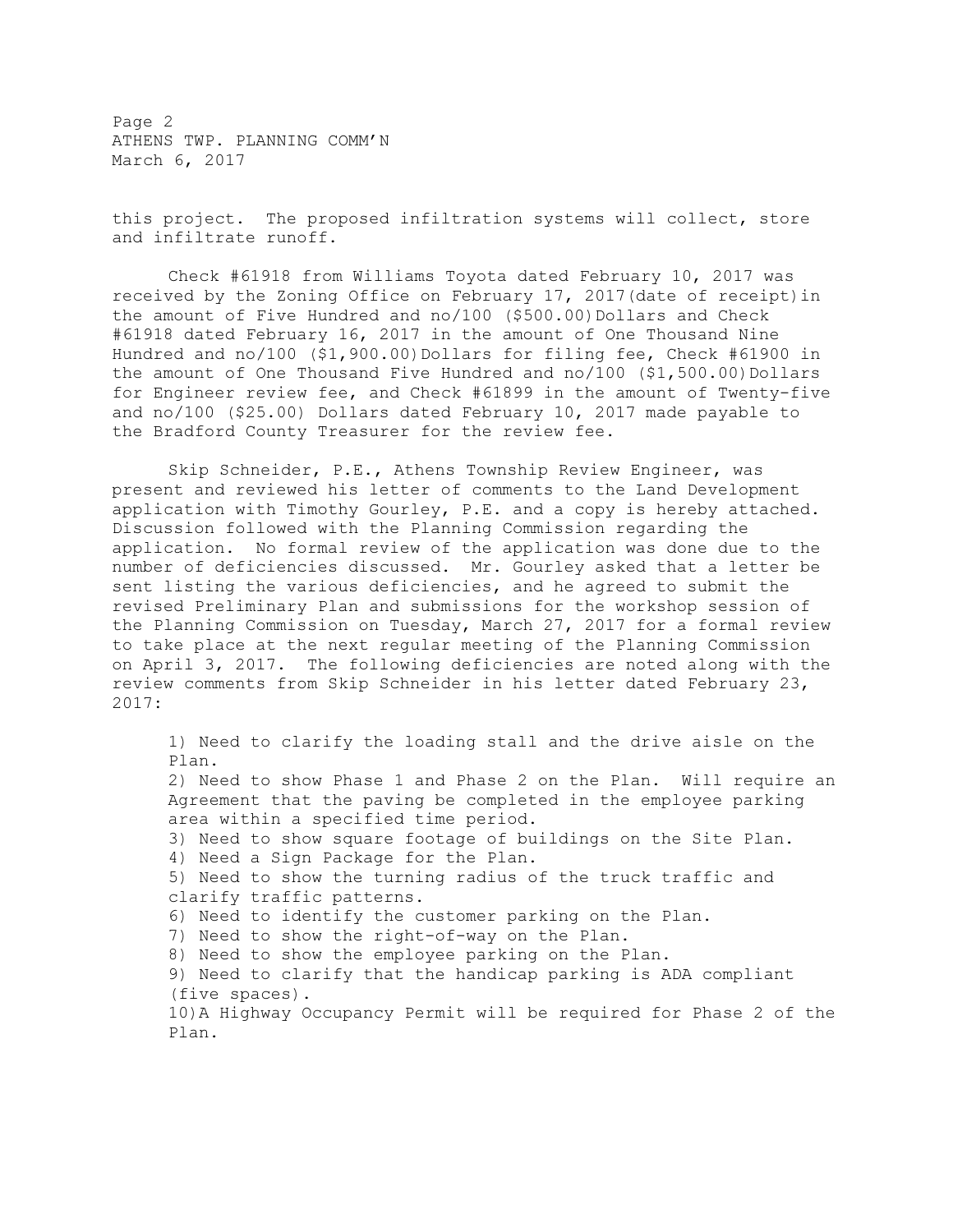this project. The proposed infiltration systems will collect, store and infiltrate runoff.

Check #61918 from Williams Toyota dated February 10, 2017 was received by the Zoning Office on February 17, 2017(date of receipt)in the amount of Five Hundred and no/100 ($500.00)Dollars and Check #61918 dated February 16, 2017 in the amount of One Thousand Nine Hundred and no/100 ($1,900.00)Dollars for filing fee, Check #61900 in the amount of One Thousand Five Hundred and no/100 ($1,500.00)Dollars for Engineer review fee, and Check #61899 in the amount of Twenty-five and no/100 ($25.00) Dollars dated February 10, 2017 made payable to the Bradford County Treasurer for the review fee.

Skip Schneider, P.E., Athens Township Review Engineer, was present and reviewed his letter of comments to the Land Development application with Timothy Gourley, P.E. and a copy is hereby attached. Discussion followed with the Planning Commission regarding the application. No formal review of the application was done due to the number of deficiencies discussed. Mr. Gourley asked that a letter be sent listing the various deficiencies, and he agreed to submit the revised Preliminary Plan and submissions for the workshop session of the Planning Commission on Tuesday, March 27, 2017 for a formal review to take place at the next regular meeting of the Planning Commission on April 3, 2017. The following deficiencies are noted along with the review comments from Skip Schneider in his letter dated February 23, 2017:

1) Need to clarify the loading stall and the drive aisle on the Plan.
2) Need to show Phase 1 and Phase 2 on the Plan. Will require an Agreement that the paving be completed in the employee parking area within a specified time period.
3) Need to show square footage of buildings on the Site Plan.
4) Need a Sign Package for the Plan.
5) Need to show the turning radius of the truck traffic and clarify traffic patterns.
6) Need to identify the customer parking on the Plan.
7) Need to show the right-of-way on the Plan.
8) Need to show the employee parking on the Plan.
9) Need to clarify that the handicap parking is ADA compliant (five spaces).
10)A Highway Occupancy Permit will be required for Phase 2 of the Plan.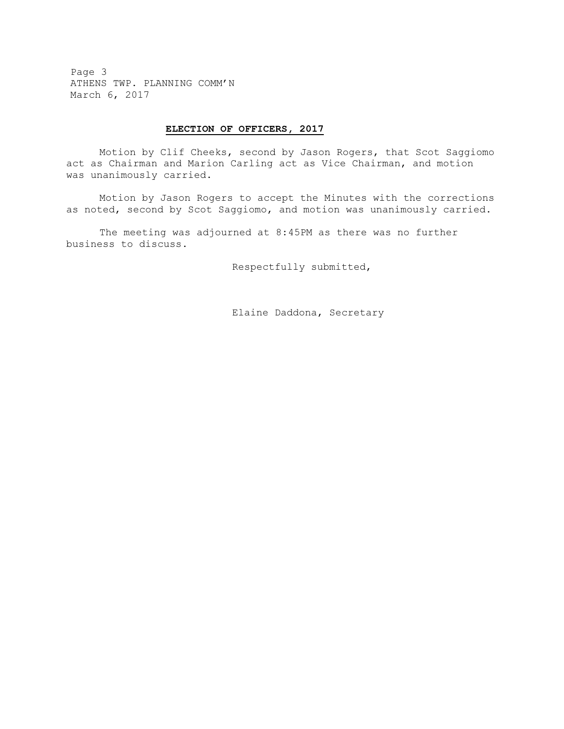## ELECTION OF OFFICERS, 2017

Motion by Clif Cheeks, second by Jason Rogers, that Scot Saggiomo act as Chairman and Marion Carling act as Vice Chairman, and motion was unanimously carried.

Motion by Jason Rogers to accept the Minutes with the corrections as noted, second by Scot Saggiomo, and motion was unanimously carried.

The meeting was adjourned at 8:45PM as there was no further business to discuss.

Respectfully submitted,

Elaine Daddona, Secretary